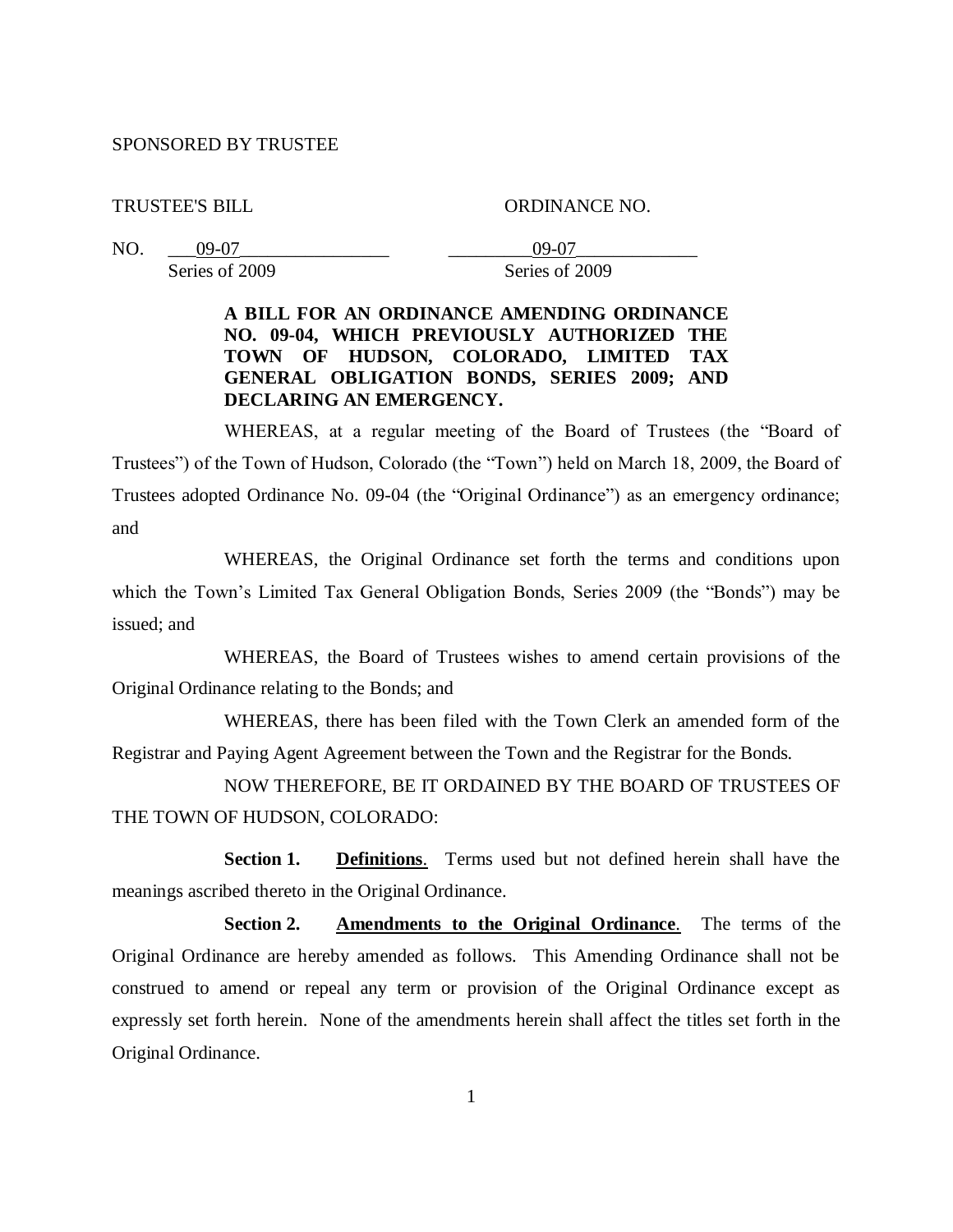SPONSORED BY TRUSTEE

TRUSTEE'S BILL ORDINANCE NO.

NO. ___09-07________________ _________09-07_____________
Series of 2009 Series of 2009

**A BILL FOR AN ORDINANCE AMENDING ORDINANCE NO. 09-04, WHICH PREVIOUSLY AUTHORIZED THE TOWN OF HUDSON, COLORADO, LIMITED TAX GENERAL OBLIGATION BONDS, SERIES 2009; AND DECLARING AN EMERGENCY.**

WHEREAS, at a regular meeting of the Board of Trustees (the "Board of Trustees") of the Town of Hudson, Colorado (the "Town") held on March 18, 2009, the Board of Trustees adopted Ordinance No. 09-04 (the "Original Ordinance") as an emergency ordinance; and

WHEREAS, the Original Ordinance set forth the terms and conditions upon which the Town's Limited Tax General Obligation Bonds, Series 2009 (the "Bonds") may be issued; and

WHEREAS, the Board of Trustees wishes to amend certain provisions of the Original Ordinance relating to the Bonds; and

WHEREAS, there has been filed with the Town Clerk an amended form of the Registrar and Paying Agent Agreement between the Town and the Registrar for the Bonds.

NOW THEREFORE, BE IT ORDAINED BY THE BOARD OF TRUSTEES OF THE TOWN OF HUDSON, COLORADO:

**Section 1.** **Definitions**. Terms used but not defined herein shall have the meanings ascribed thereto in the Original Ordinance.

**Section 2.** **Amendments to the Original Ordinance**. The terms of the Original Ordinance are hereby amended as follows. This Amending Ordinance shall not be construed to amend or repeal any term or provision of the Original Ordinance except as expressly set forth herein. None of the amendments herein shall affect the titles set forth in the Original Ordinance.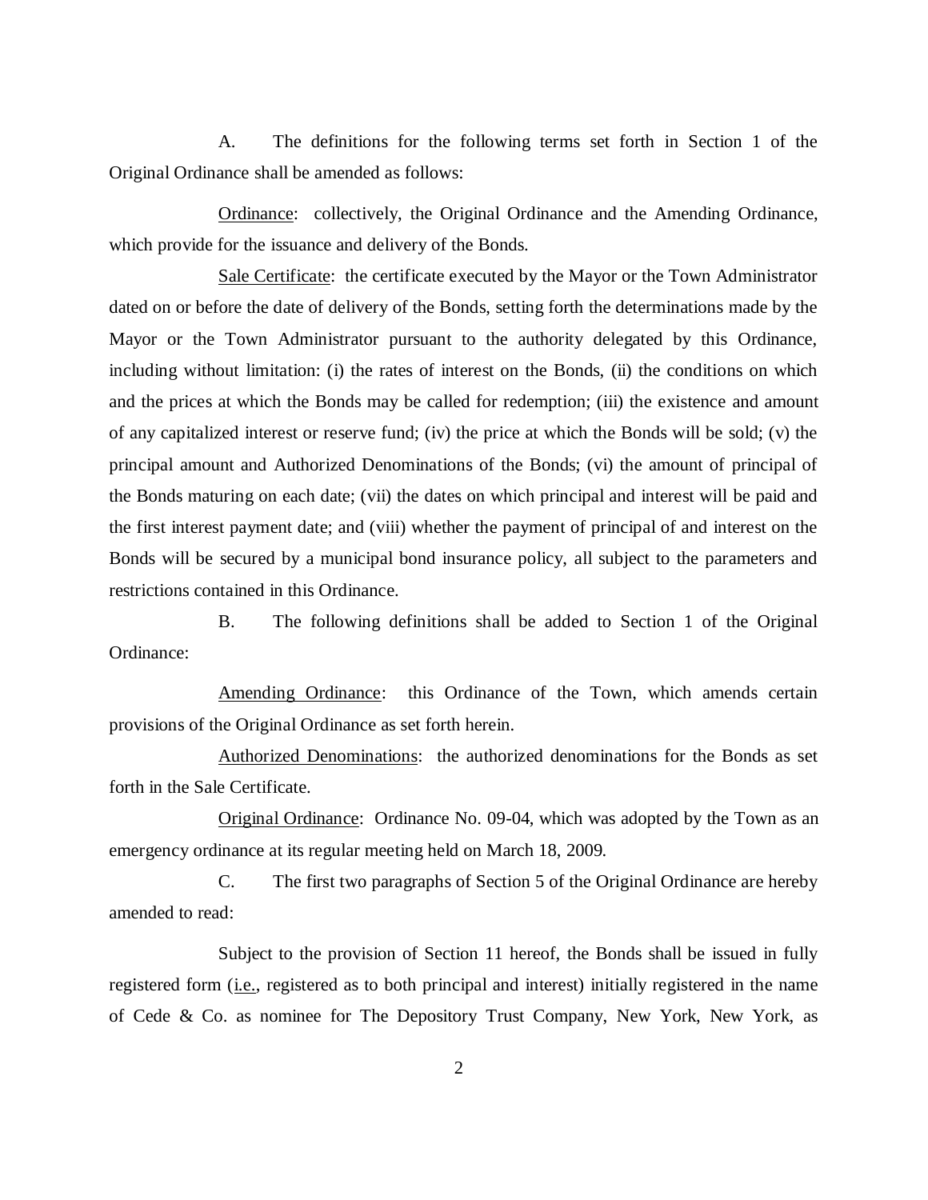A. The definitions for the following terms set forth in Section 1 of the Original Ordinance shall be amended as follows:

Ordinance: collectively, the Original Ordinance and the Amending Ordinance, which provide for the issuance and delivery of the Bonds.

Sale Certificate: the certificate executed by the Mayor or the Town Administrator dated on or before the date of delivery of the Bonds, setting forth the determinations made by the Mayor or the Town Administrator pursuant to the authority delegated by this Ordinance, including without limitation: (i) the rates of interest on the Bonds, (ii) the conditions on which and the prices at which the Bonds may be called for redemption; (iii) the existence and amount of any capitalized interest or reserve fund; (iv) the price at which the Bonds will be sold; (v) the principal amount and Authorized Denominations of the Bonds; (vi) the amount of principal of the Bonds maturing on each date; (vii) the dates on which principal and interest will be paid and the first interest payment date; and (viii) whether the payment of principal of and interest on the Bonds will be secured by a municipal bond insurance policy, all subject to the parameters and restrictions contained in this Ordinance.

B. The following definitions shall be added to Section 1 of the Original Ordinance:

Amending Ordinance: this Ordinance of the Town, which amends certain provisions of the Original Ordinance as set forth herein.

Authorized Denominations: the authorized denominations for the Bonds as set forth in the Sale Certificate.

Original Ordinance: Ordinance No. 09-04, which was adopted by the Town as an emergency ordinance at its regular meeting held on March 18, 2009.

C. The first two paragraphs of Section 5 of the Original Ordinance are hereby amended to read:

Subject to the provision of Section 11 hereof, the Bonds shall be issued in fully registered form (i.e., registered as to both principal and interest) initially registered in the name of Cede & Co. as nominee for The Depository Trust Company, New York, New York, as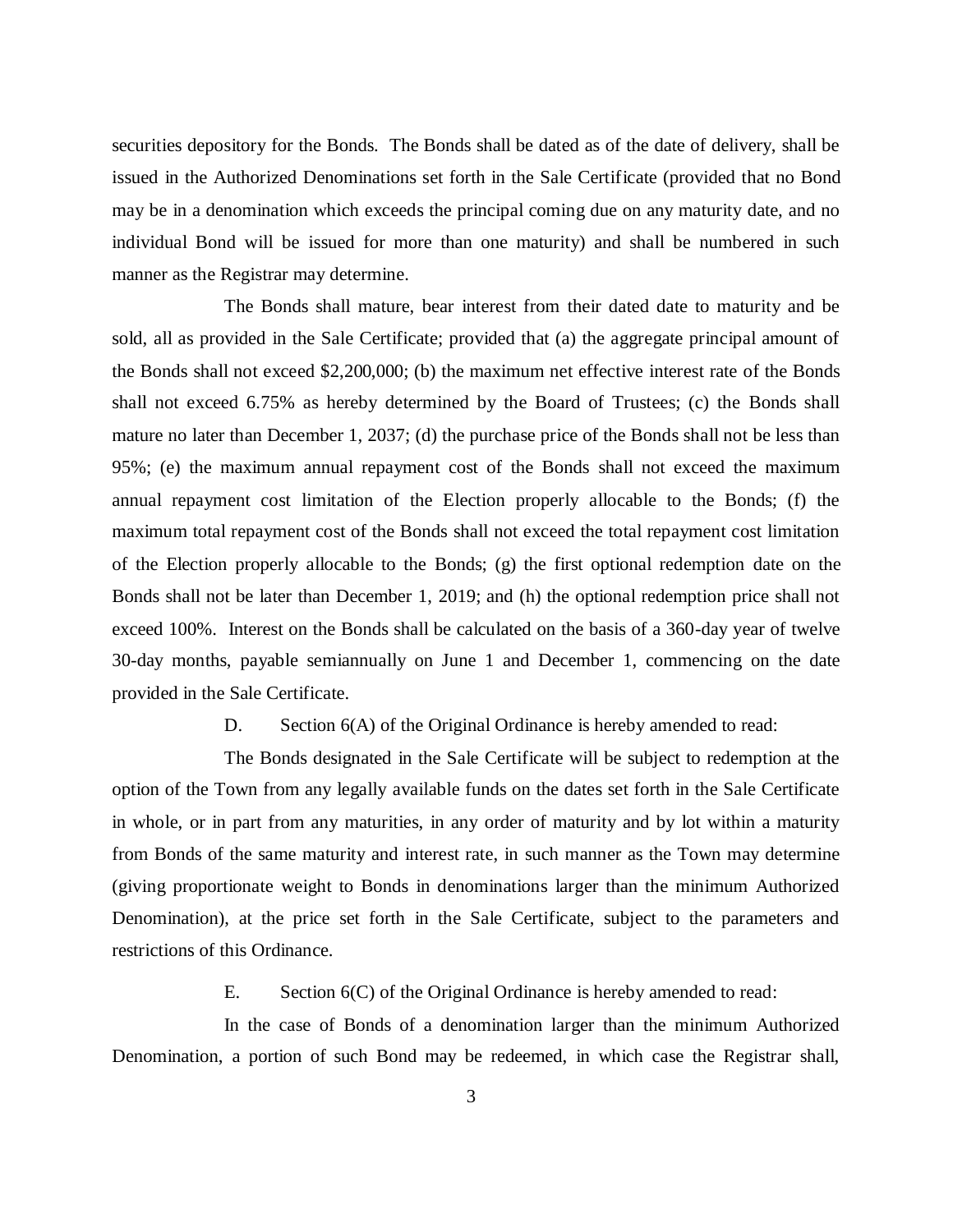securities depository for the Bonds. The Bonds shall be dated as of the date of delivery, shall be issued in the Authorized Denominations set forth in the Sale Certificate (provided that no Bond may be in a denomination which exceeds the principal coming due on any maturity date, and no individual Bond will be issued for more than one maturity) and shall be numbered in such manner as the Registrar may determine.

The Bonds shall mature, bear interest from their dated date to maturity and be sold, all as provided in the Sale Certificate; provided that (a) the aggregate principal amount of the Bonds shall not exceed $2,200,000; (b) the maximum net effective interest rate of the Bonds shall not exceed 6.75% as hereby determined by the Board of Trustees; (c) the Bonds shall mature no later than December 1, 2037; (d) the purchase price of the Bonds shall not be less than 95%; (e) the maximum annual repayment cost of the Bonds shall not exceed the maximum annual repayment cost limitation of the Election properly allocable to the Bonds; (f) the maximum total repayment cost of the Bonds shall not exceed the total repayment cost limitation of the Election properly allocable to the Bonds; (g) the first optional redemption date on the Bonds shall not be later than December 1, 2019; and (h) the optional redemption price shall not exceed 100%. Interest on the Bonds shall be calculated on the basis of a 360-day year of twelve 30-day months, payable semiannually on June 1 and December 1, commencing on the date provided in the Sale Certificate.

D. Section 6(A) of the Original Ordinance is hereby amended to read:

The Bonds designated in the Sale Certificate will be subject to redemption at the option of the Town from any legally available funds on the dates set forth in the Sale Certificate in whole, or in part from any maturities, in any order of maturity and by lot within a maturity from Bonds of the same maturity and interest rate, in such manner as the Town may determine (giving proportionate weight to Bonds in denominations larger than the minimum Authorized Denomination), at the price set forth in the Sale Certificate, subject to the parameters and restrictions of this Ordinance.

E. Section 6(C) of the Original Ordinance is hereby amended to read:

In the case of Bonds of a denomination larger than the minimum Authorized Denomination, a portion of such Bond may be redeemed, in which case the Registrar shall,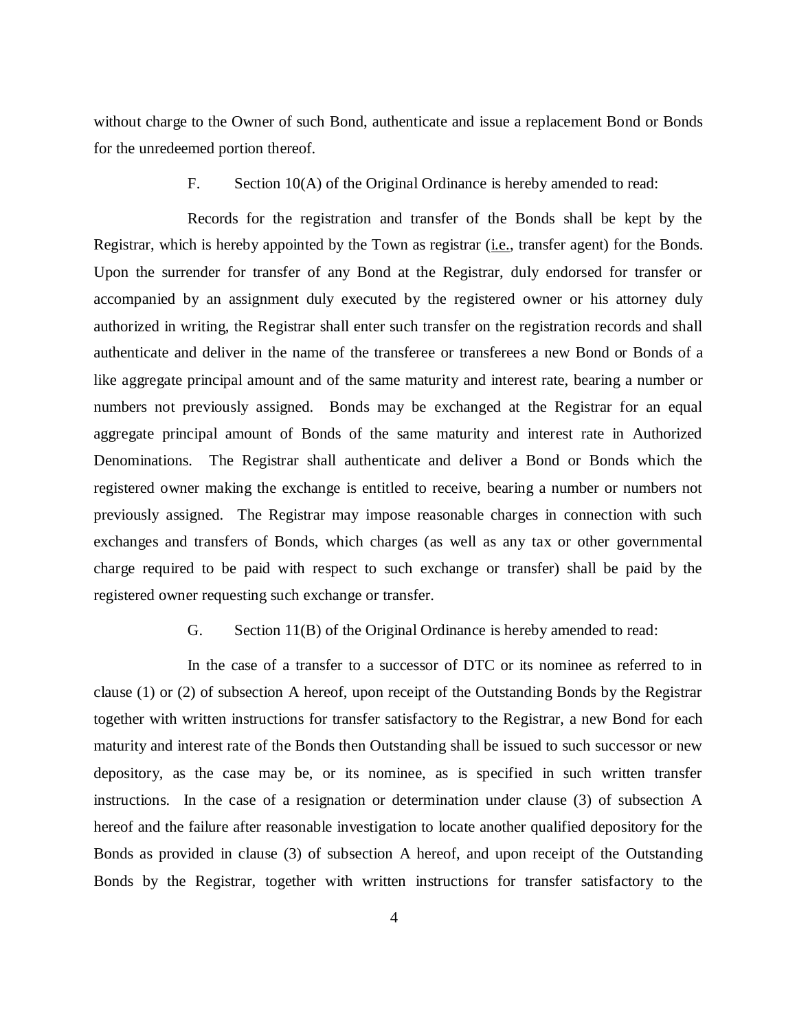without charge to the Owner of such Bond, authenticate and issue a replacement Bond or Bonds for the unredeemed portion thereof.

F. Section 10(A) of the Original Ordinance is hereby amended to read:

Records for the registration and transfer of the Bonds shall be kept by the Registrar, which is hereby appointed by the Town as registrar (i.e., transfer agent) for the Bonds. Upon the surrender for transfer of any Bond at the Registrar, duly endorsed for transfer or accompanied by an assignment duly executed by the registered owner or his attorney duly authorized in writing, the Registrar shall enter such transfer on the registration records and shall authenticate and deliver in the name of the transferee or transferees a new Bond or Bonds of a like aggregate principal amount and of the same maturity and interest rate, bearing a number or numbers not previously assigned. Bonds may be exchanged at the Registrar for an equal aggregate principal amount of Bonds of the same maturity and interest rate in Authorized Denominations. The Registrar shall authenticate and deliver a Bond or Bonds which the registered owner making the exchange is entitled to receive, bearing a number or numbers not previously assigned. The Registrar may impose reasonable charges in connection with such exchanges and transfers of Bonds, which charges (as well as any tax or other governmental charge required to be paid with respect to such exchange or transfer) shall be paid by the registered owner requesting such exchange or transfer.

G. Section 11(B) of the Original Ordinance is hereby amended to read:

In the case of a transfer to a successor of DTC or its nominee as referred to in clause (1) or (2) of subsection A hereof, upon receipt of the Outstanding Bonds by the Registrar together with written instructions for transfer satisfactory to the Registrar, a new Bond for each maturity and interest rate of the Bonds then Outstanding shall be issued to such successor or new depository, as the case may be, or its nominee, as is specified in such written transfer instructions. In the case of a resignation or determination under clause (3) of subsection A hereof and the failure after reasonable investigation to locate another qualified depository for the Bonds as provided in clause (3) of subsection A hereof, and upon receipt of the Outstanding Bonds by the Registrar, together with written instructions for transfer satisfactory to the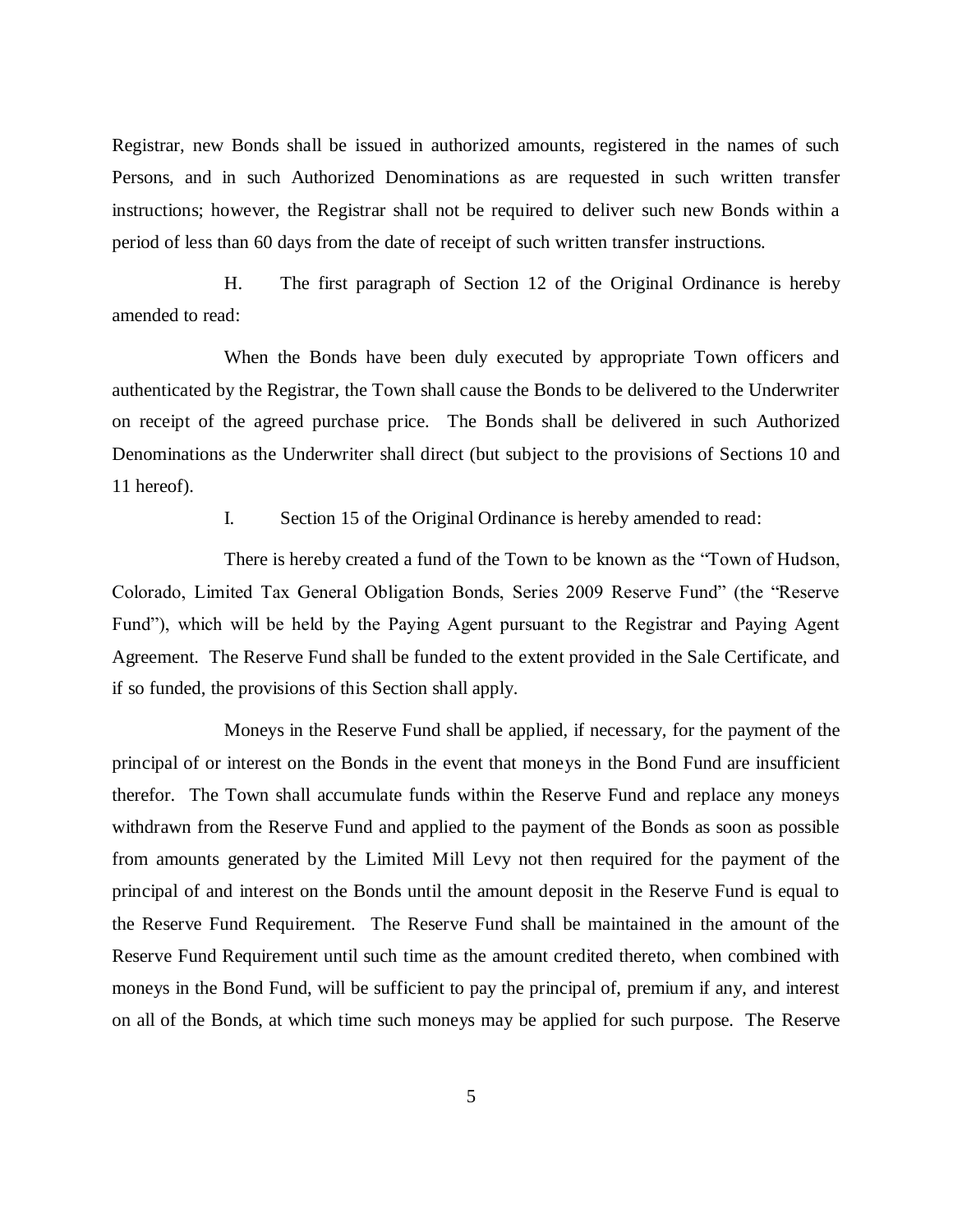Registrar, new Bonds shall be issued in authorized amounts, registered in the names of such Persons, and in such Authorized Denominations as are requested in such written transfer instructions; however, the Registrar shall not be required to deliver such new Bonds within a period of less than 60 days from the date of receipt of such written transfer instructions.

H. The first paragraph of Section 12 of the Original Ordinance is hereby amended to read:

When the Bonds have been duly executed by appropriate Town officers and authenticated by the Registrar, the Town shall cause the Bonds to be delivered to the Underwriter on receipt of the agreed purchase price. The Bonds shall be delivered in such Authorized Denominations as the Underwriter shall direct (but subject to the provisions of Sections 10 and 11 hereof).

I. Section 15 of the Original Ordinance is hereby amended to read:

There is hereby created a fund of the Town to be known as the "Town of Hudson, Colorado, Limited Tax General Obligation Bonds, Series 2009 Reserve Fund" (the "Reserve Fund"), which will be held by the Paying Agent pursuant to the Registrar and Paying Agent Agreement. The Reserve Fund shall be funded to the extent provided in the Sale Certificate, and if so funded, the provisions of this Section shall apply.

Moneys in the Reserve Fund shall be applied, if necessary, for the payment of the principal of or interest on the Bonds in the event that moneys in the Bond Fund are insufficient therefor. The Town shall accumulate funds within the Reserve Fund and replace any moneys withdrawn from the Reserve Fund and applied to the payment of the Bonds as soon as possible from amounts generated by the Limited Mill Levy not then required for the payment of the principal of and interest on the Bonds until the amount deposit in the Reserve Fund is equal to the Reserve Fund Requirement. The Reserve Fund shall be maintained in the amount of the Reserve Fund Requirement until such time as the amount credited thereto, when combined with moneys in the Bond Fund, will be sufficient to pay the principal of, premium if any, and interest on all of the Bonds, at which time such moneys may be applied for such purpose. The Reserve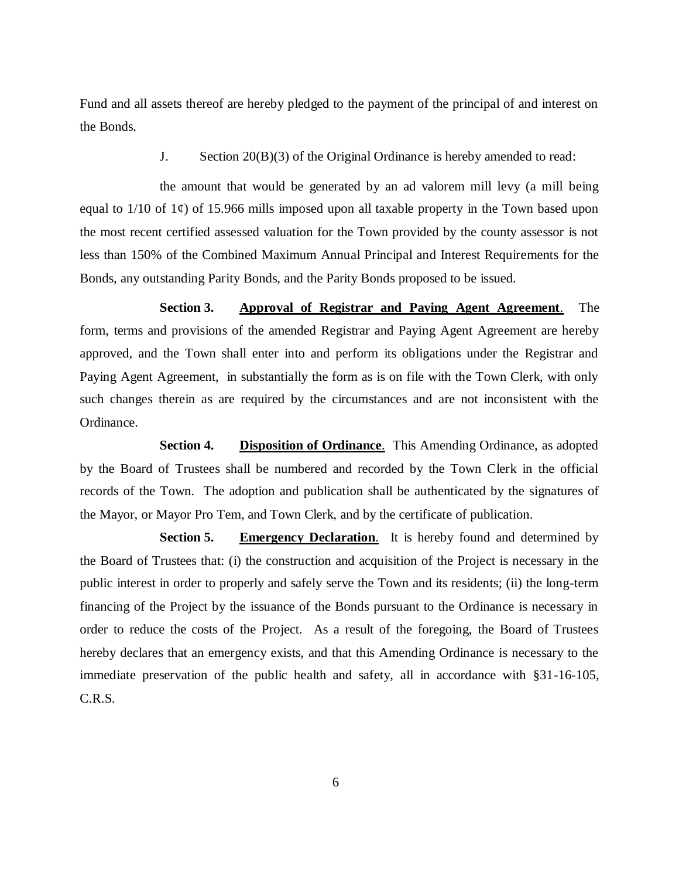Fund and all assets thereof are hereby pledged to the payment of the principal of and interest on the Bonds.

J. Section 20(B)(3) of the Original Ordinance is hereby amended to read:

the amount that would be generated by an ad valorem mill levy (a mill being equal to 1/10 of 1¢) of 15.966 mills imposed upon all taxable property in the Town based upon the most recent certified assessed valuation for the Town provided by the county assessor is not less than 150% of the Combined Maximum Annual Principal and Interest Requirements for the Bonds, any outstanding Parity Bonds, and the Parity Bonds proposed to be issued.

**Section 3.** **<u>Approval of Registrar and Paying Agent Agreement</u>**. The form, terms and provisions of the amended Registrar and Paying Agent Agreement are hereby approved, and the Town shall enter into and perform its obligations under the Registrar and Paying Agent Agreement, in substantially the form as is on file with the Town Clerk, with only such changes therein as are required by the circumstances and are not inconsistent with the Ordinance.

**Section 4.** **<u>Disposition of Ordinance</u>**. This Amending Ordinance, as adopted by the Board of Trustees shall be numbered and recorded by the Town Clerk in the official records of the Town. The adoption and publication shall be authenticated by the signatures of the Mayor, or Mayor Pro Tem, and Town Clerk, and by the certificate of publication.

**Section 5.** **<u>Emergency Declaration</u>**. It is hereby found and determined by the Board of Trustees that: (i) the construction and acquisition of the Project is necessary in the public interest in order to properly and safely serve the Town and its residents; (ii) the long-term financing of the Project by the issuance of the Bonds pursuant to the Ordinance is necessary in order to reduce the costs of the Project. As a result of the foregoing, the Board of Trustees hereby declares that an emergency exists, and that this Amending Ordinance is necessary to the immediate preservation of the public health and safety, all in accordance with §31-16-105, C.R.S.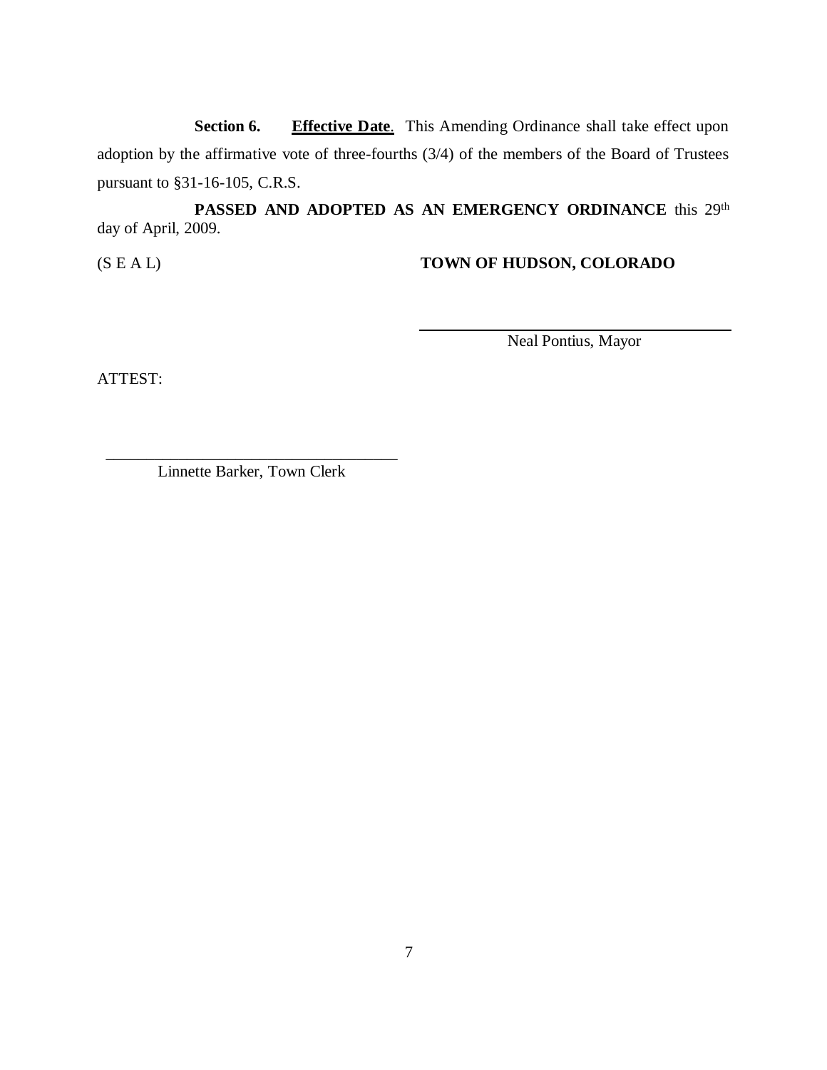**Section 6.** **<u>Effective Date</u>**. This Amending Ordinance shall take effect upon adoption by the affirmative vote of three-fourths (3/4) of the members of the Board of Trustees pursuant to §31-16-105, C.R.S.

**PASSED AND ADOPTED AS AN EMERGENCY ORDINANCE** this 29th day of April, 2009.

(S E A L) **TOWN OF HUDSON, COLORADO**

\_\_\_\_\_\_\_\_\_\_\_\_\_\_\_\_\_\_\_\_\_\_\_\_\_\_\_\_\_\_\_\_\_\_\_

Neal Pontius, Mayor

ATTEST:

\_\_\_\_\_\_\_\_\_\_\_\_\_\_\_\_\_\_\_\_\_\_\_\_\_\_\_\_\_\_\_\_\_\_\_

Linnette Barker, Town Clerk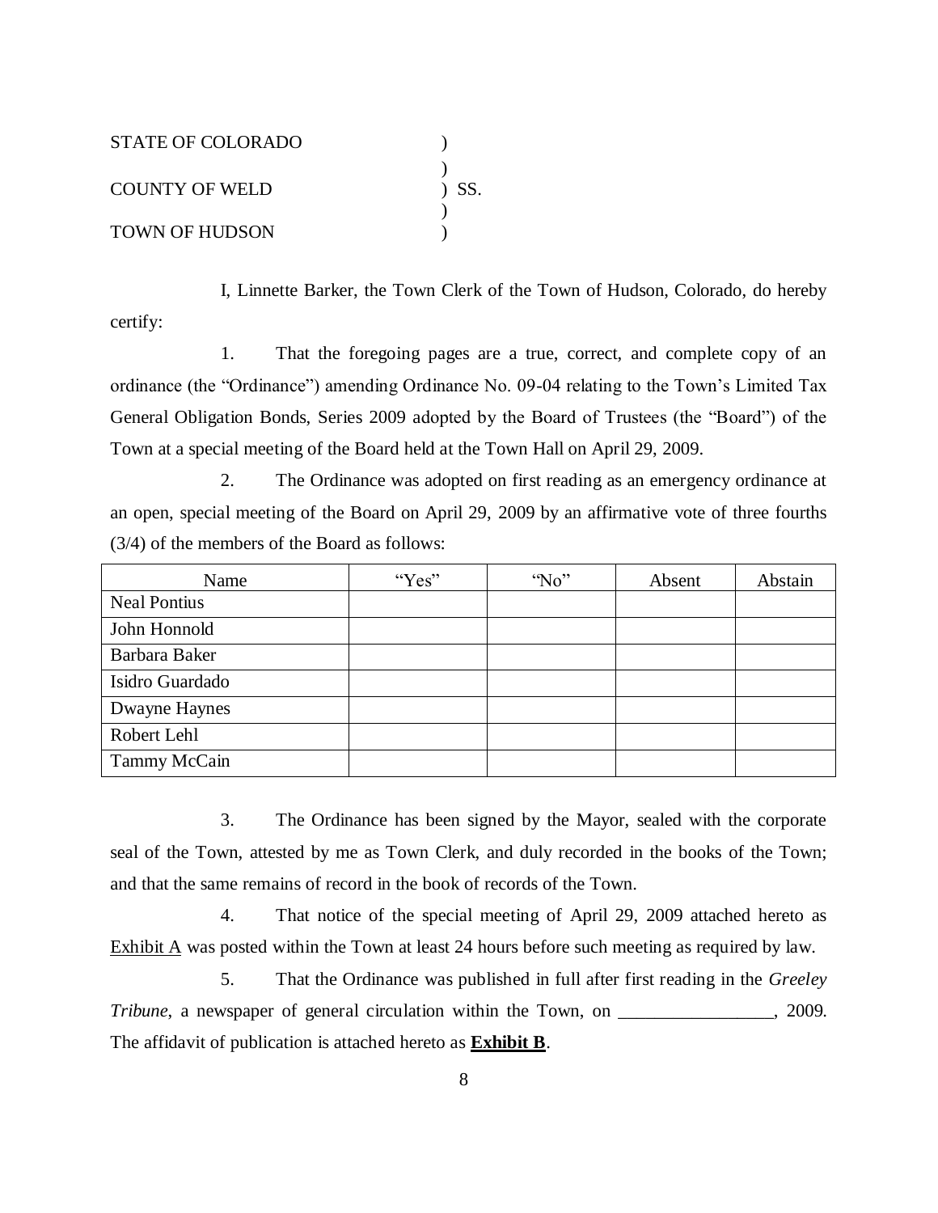STATE OF COLORADO )
)
COUNTY OF WELD ) SS.
)
TOWN OF HUDSON )

I, Linnette Barker, the Town Clerk of the Town of Hudson, Colorado, do hereby certify:

1. That the foregoing pages are a true, correct, and complete copy of an ordinance (the "Ordinance") amending Ordinance No. 09-04 relating to the Town's Limited Tax General Obligation Bonds, Series 2009 adopted by the Board of Trustees (the "Board") of the Town at a special meeting of the Board held at the Town Hall on April 29, 2009.

2. The Ordinance was adopted on first reading as an emergency ordinance at an open, special meeting of the Board on April 29, 2009 by an affirmative vote of three fourths (3/4) of the members of the Board as follows:

| Name | "Yes" | "No" | Absent | Abstain |
|---|---|---|---|---|
| Neal Pontius | | | | |
| John Honnold | | | | |
| Barbara Baker | | | | |
| Isidro Guardado | | | | |
| Dwayne Haynes | | | | |
| Robert Lehl | | | | |
| Tammy McCain | | | | |

3. The Ordinance has been signed by the Mayor, sealed with the corporate seal of the Town, attested by me as Town Clerk, and duly recorded in the books of the Town; and that the same remains of record in the book of records of the Town.

4. That notice of the special meeting of April 29, 2009 attached hereto as Exhibit A was posted within the Town at least 24 hours before such meeting as required by law.

5. That the Ordinance was published in full after first reading in the *Greeley Tribune*, a newspaper of general circulation within the Town, on _________________, 2009. The affidavit of publication is attached hereto as **Exhibit B**.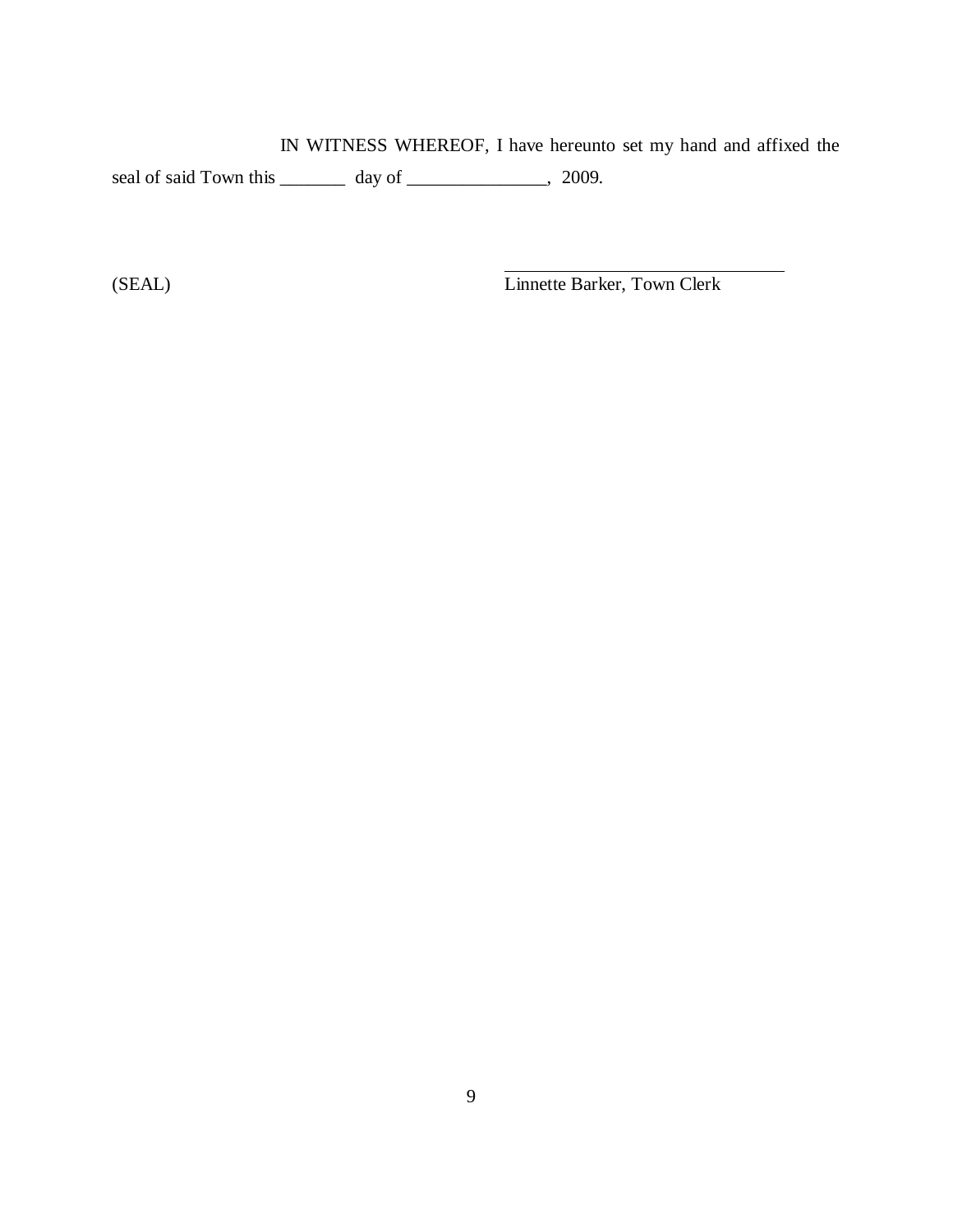IN WITNESS WHEREOF, I have hereunto set my hand and affixed the seal of said Town this _______ day of _______________, 2009.

(SEAL)

_______________________________
Linnette Barker, Town Clerk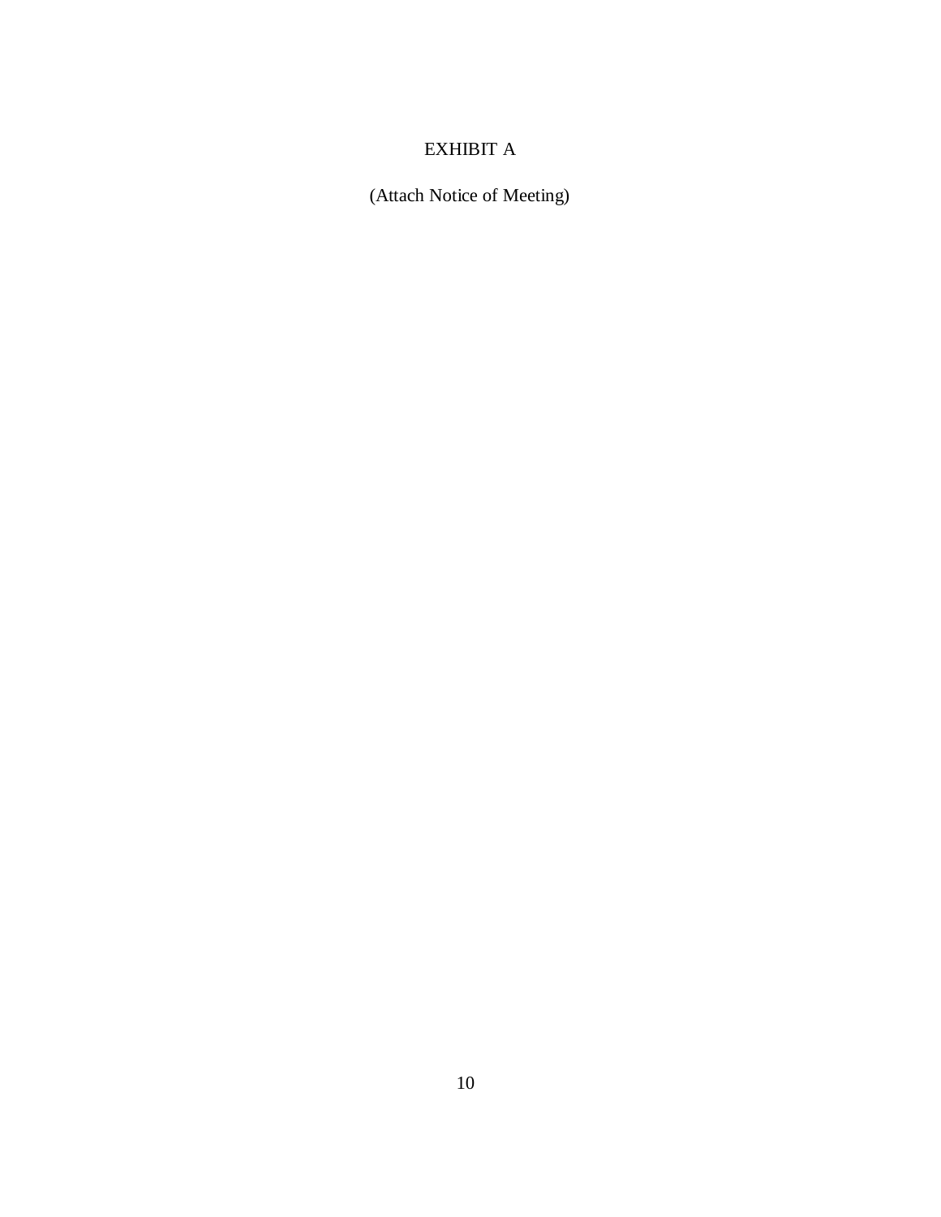# EXHIBIT A

(Attach Notice of Meeting)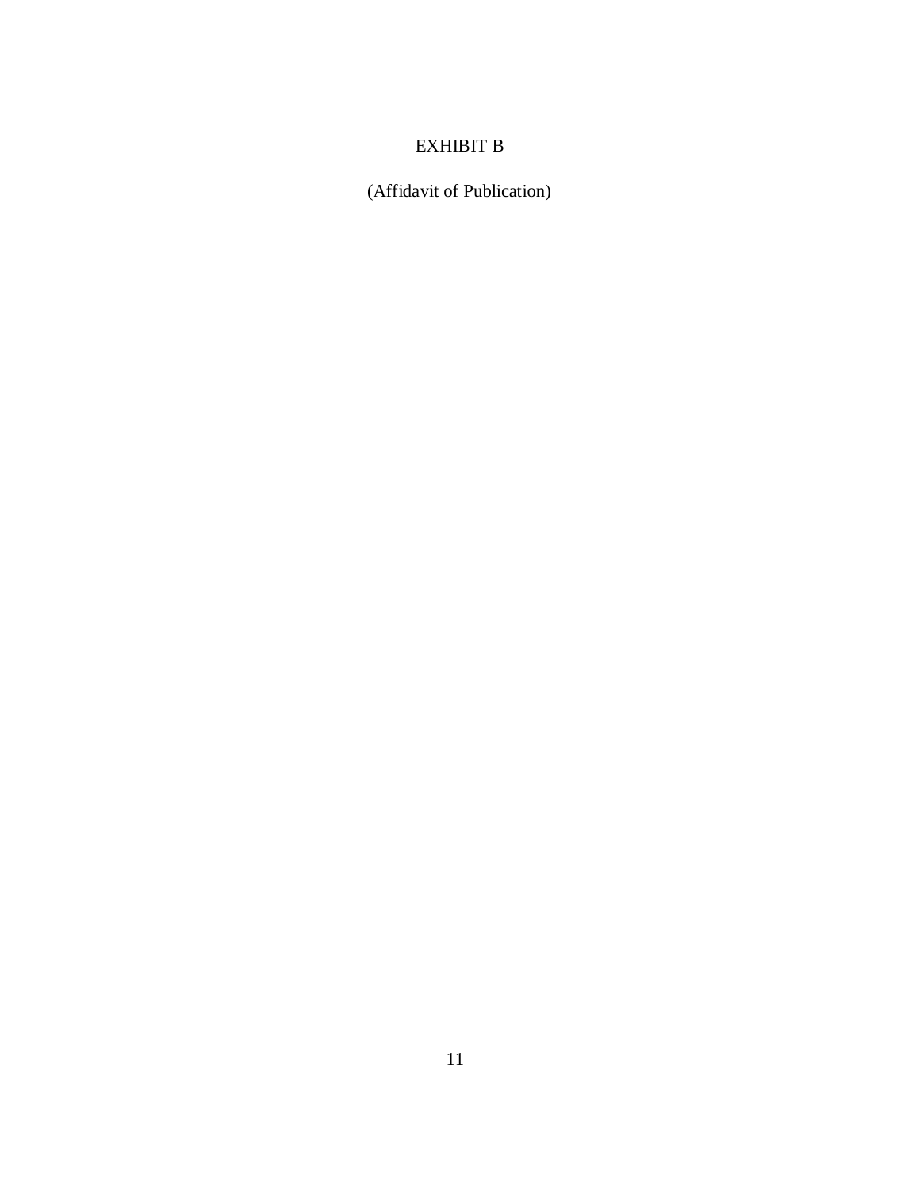EXHIBIT B

(Affidavit of Publication)